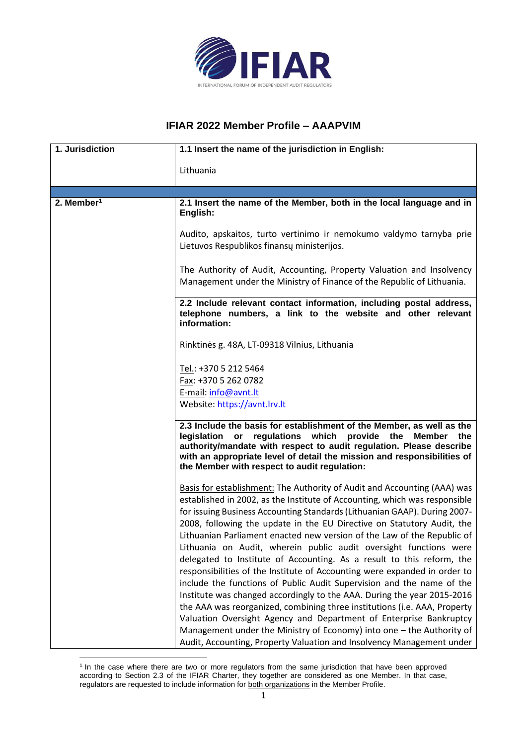# IFIAR 2022 Member Profile – AAAPVIM

| 1. Jurisdiction | 1.1 Insert the name of the jurisdiction in English:<br><br>Lithuania |
|---|---|
| | |
| 2. Member[1] | **2.1 Insert the name of the Member, both in the local language and in English:**<br><br>Audito, apskaitos, turto vertinimo ir nemokumo valdymo tarnyba prie Lietuvos Respublikos finansų ministerijos.<br><br>The Authority of Audit, Accounting, Property Valuation and Insolvency Management under the Ministry of Finance of the Republic of Lithuania. |
| | **2.2 Include relevant contact information, including postal address, telephone numbers, a link to the website and other relevant information:**<br><br>Rinktinės g. 48A, LT-09318 Vilnius, Lithuania<br><br>Tel.: +370 5 212 5464<br>Fax: +370 5 262 0782<br>E-mail: info@avnt.lt<br>Website: https://avnt.lrv.lt |
| | **2.3 Include the basis for establishment of the Member, as well as the legislation or regulations which provide the Member the authority/mandate with respect to audit regulation. Please describe with an appropriate level of detail the mission and responsibilities of the Member with respect to audit regulation:**<br><br>Basis for establishment: The Authority of Audit and Accounting (AAA) was established in 2002, as the Institute of Accounting, which was responsible for issuing Business Accounting Standards (Lithuanian GAAP). During 2007-2008, following the update in the EU Directive on Statutory Audit, the Lithuanian Parliament enacted new version of the Law of the Republic of Lithuania on Audit, wherein public audit oversight functions were delegated to Institute of Accounting. As a result to this reform, the responsibilities of the Institute of Accounting were expanded in order to include the functions of Public Audit Supervision and the name of the Institute was changed accordingly to the AAA. During the year 2015-2016 the AAA was reorganized, combining three institutions (i.e. AAA, Property Valuation Oversight Agency and Department of Enterprise Bankruptcy Management under the Ministry of Economy) into one – the Authority of Audit, Accounting, Property Valuation and Insolvency Management under |

[1] In the case where there are two or more regulators from the same jurisdiction that have been approved according to Section 2.3 of the IFIAR Charter, they together are considered as one Member. In that case, regulators are requested to include information for both organizations in the Member Profile.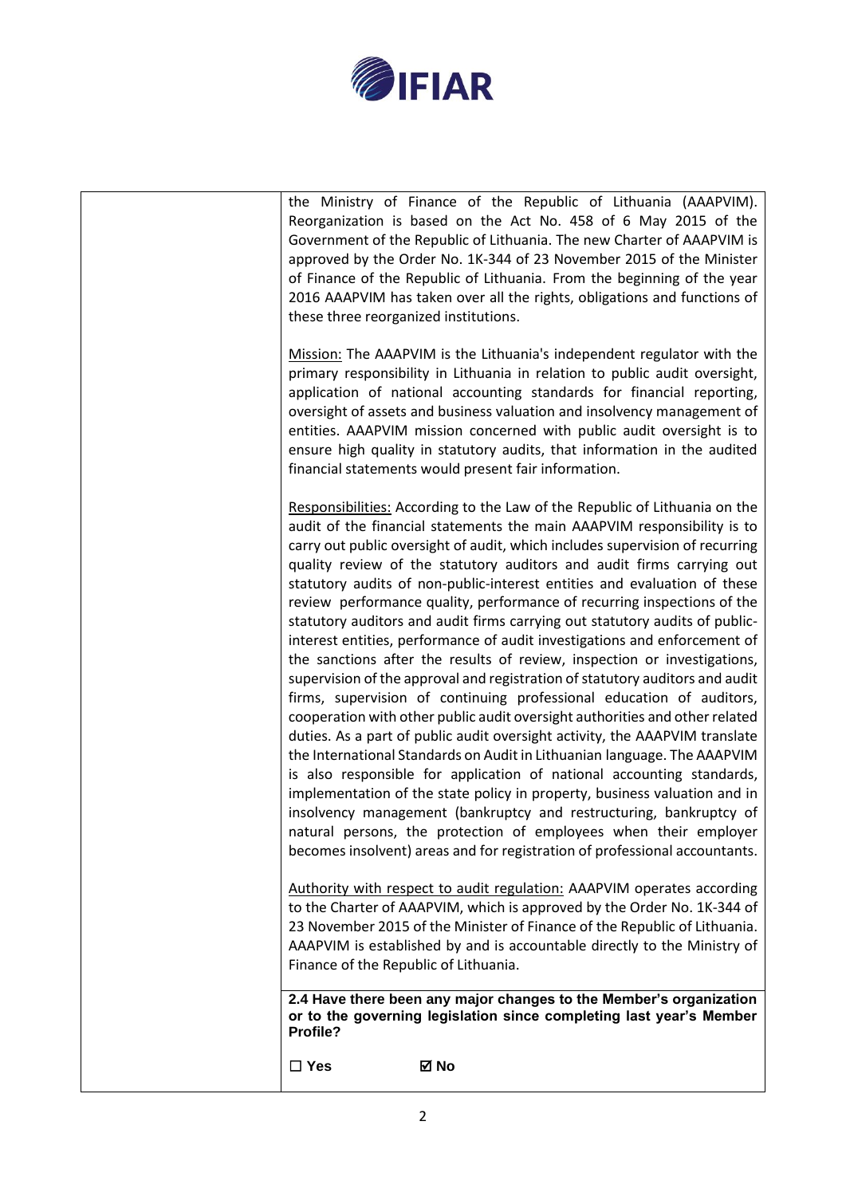| | |
|---|---|
| | the Ministry of Finance of the Republic of Lithuania (AAAPVIM). Reorganization is based on the Act No. 458 of 6 May 2015 of the Government of the Republic of Lithuania. The new Charter of AAAPVIM is approved by the Order No. 1K-344 of 23 November 2015 of the Minister of Finance of the Republic of Lithuania. From the beginning of the year 2016 AAAPVIM has taken over all the rights, obligations and functions of these three reorganized institutions.<br><br><u>Mission:</u> The AAAPVIM is the Lithuania's independent regulator with the primary responsibility in Lithuania in relation to public audit oversight, application of national accounting standards for financial reporting, oversight of assets and business valuation and insolvency management of entities. AAAPVIM mission concerned with public audit oversight is to ensure high quality in statutory audits, that information in the audited financial statements would present fair information.<br><br><u>Responsibilities:</u> According to the Law of the Republic of Lithuania on the audit of the financial statements the main AAAPVIM responsibility is to carry out public oversight of audit, which includes supervision of recurring quality review of the statutory auditors and audit firms carrying out statutory audits of non-public-interest entities and evaluation of these review performance quality, performance of recurring inspections of the statutory auditors and audit firms carrying out statutory audits of public-interest entities, performance of audit investigations and enforcement of the sanctions after the results of review, inspection or investigations, supervision of the approval and registration of statutory auditors and audit firms, supervision of continuing professional education of auditors, cooperation with other public audit oversight authorities and other related duties. As a part of public audit oversight activity, the AAAPVIM translate the International Standards on Audit in Lithuanian language. The AAAPVIM is also responsible for application of national accounting standards, implementation of the state policy in property, business valuation and in insolvency management (bankruptcy and restructuring, bankruptcy of natural persons, the protection of employees when their employer becomes insolvent) areas and for registration of professional accountants.<br><br><u>Authority with respect to audit regulation:</u> AAAPVIM operates according to the Charter of AAAPVIM, which is approved by the Order No. 1K-344 of 23 November 2015 of the Minister of Finance of the Republic of Lithuania. AAAPVIM is established by and is accountable directly to the Ministry of Finance of the Republic of Lithuania. |
| | **2.4 Have there been any major changes to the Member's organization or to the governing legislation since completing last year's Member Profile?**<br><br>☐ **Yes** ☑ **No** |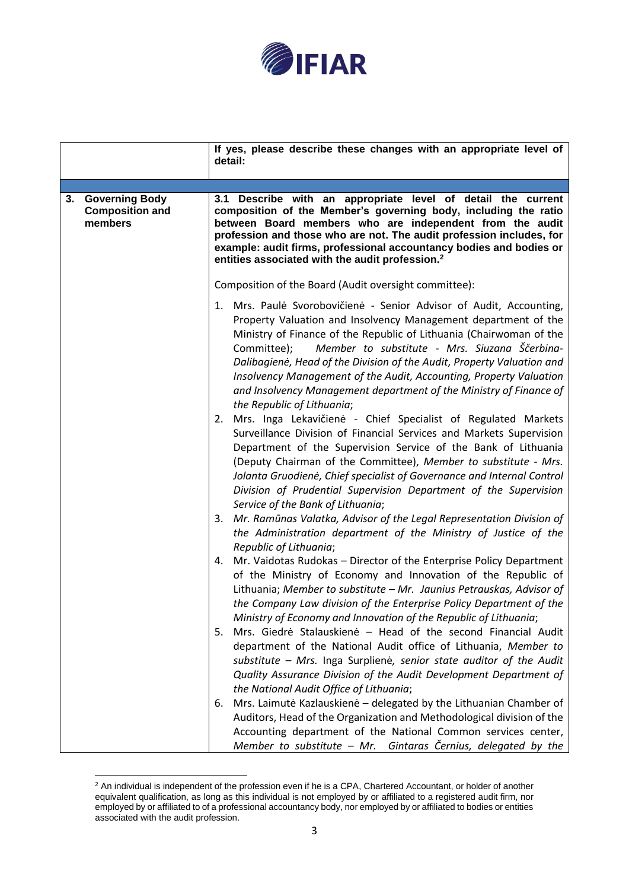| | If yes, please describe these changes with an appropriate level of detail: |
|---|---|
| | |
| **3. Governing Body Composition and members** | **3.1 Describe with an appropriate level of detail the current composition of the Member's governing body, including the ratio between Board members who are independent from the audit profession and those who are not. The audit profession includes, for example: audit firms, professional accountancy bodies and bodies or entities associated with the audit profession.[2]**<br><br>Composition of the Board (Audit oversight committee):<br><br>1. Mrs. Paulė Svorobovičienė - Senior Advisor of Audit, Accounting, Property Valuation and Insolvency Management department of the Ministry of Finance of the Republic of Lithuania (Chairwoman of the Committee); *Member to substitute - Mrs. Siuzana Ščerbina-Dalibagienė, Head of the Division of the Audit, Property Valuation and Insolvency Management of the Audit, Accounting, Property Valuation and Insolvency Management department of the Ministry of Finance of the Republic of Lithuania*;<br>2. Mrs. Inga Lekavičienė - Chief Specialist of Regulated Markets Surveillance Division of Financial Services and Markets Supervision Department of the Supervision Service of the Bank of Lithuania (Deputy Chairman of the Committee), *Member to substitute - Mrs. Jolanta Gruodienė, Chief specialist of Governance and Internal Control Division of Prudential Supervision Department of the Supervision Service of the Bank of Lithuania*;<br>3. *Mr. Ramūnas Valatka, Advisor of the Legal Representation Division of the Administration department of the Ministry of Justice of the Republic of Lithuania*;<br>4. Mr. Vaidotas Rudokas – Director of the Enterprise Policy Department of the Ministry of Economy and Innovation of the Republic of Lithuania; *Member to substitute – Mr. Jaunius Petrauskas, Advisor of the Company Law division of the Enterprise Policy Department of the Ministry of Economy and Innovation of the Republic of Lithuania*;<br>5. Mrs. Giedrė Stalauskienė – Head of the second Financial Audit department of the National Audit office of Lithuania, *Member to substitute – Mrs.* Inga Surplienė*, senior state auditor of the Audit Quality Assurance Division of the Audit Development Department of the National Audit Office of Lithuania*;<br>6. Mrs. Laimutė Kazlauskienė – delegated by the Lithuanian Chamber of Auditors, Head of the Organization and Methodological division of the Accounting department of the National Common services center, *Member to substitute – Mr. Gintaras Černius, delegated by the* |

[2] An individual is independent of the profession even if he is a CPA, Chartered Accountant, or holder of another equivalent qualification, as long as this individual is not employed by or affiliated to a registered audit firm, nor employed by or affiliated to of a professional accountancy body, nor employed by or affiliated to bodies or entities associated with the audit profession.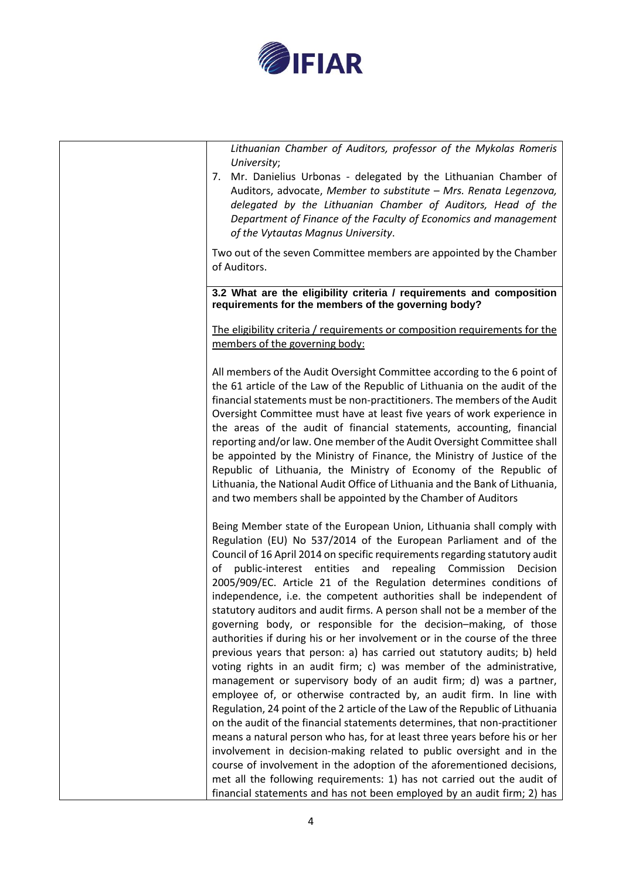| | |
|---|---|
| | *Lithuanian Chamber of Auditors, professor of the Mykolas Romeris University*;<br>7. Mr. Danielius Urbonas - delegated by the Lithuanian Chamber of Auditors, advocate, *Member to substitute – Mrs. Renata Legenzova, delegated by the Lithuanian Chamber of Auditors, Head of the Department of Finance of the Faculty of Economics and management of the Vytautas Magnus University*.<br><br>Two out of the seven Committee members are appointed by the Chamber of Auditors. |
| | **3.2 What are the eligibility criteria / requirements and composition requirements for the members of the governing body?**<br><br><u>The eligibility criteria / requirements or composition requirements for the members of the governing body:</u><br><br>All members of the Audit Oversight Committee according to the 6 point of the 61 article of the Law of the Republic of Lithuania on the audit of the financial statements must be non-practitioners. The members of the Audit Oversight Committee must have at least five years of work experience in the areas of the audit of financial statements, accounting, financial reporting and/or law. One member of the Audit Oversight Committee shall be appointed by the Ministry of Finance, the Ministry of Justice of the Republic of Lithuania, the Ministry of Economy of the Republic of Lithuania, the National Audit Office of Lithuania and the Bank of Lithuania, and two members shall be appointed by the Chamber of Auditors<br><br>Being Member state of the European Union, Lithuania shall comply with Regulation (EU) No 537/2014 of the European Parliament and of the Council of 16 April 2014 on specific requirements regarding statutory audit of public-interest entities and repealing Commission Decision 2005/909/EC. Article 21 of the Regulation determines conditions of independence, i.e. the competent authorities shall be independent of statutory auditors and audit firms. A person shall not be a member of the governing body, or responsible for the decision–making, of those authorities if during his or her involvement or in the course of the three previous years that person: a) has carried out statutory audits; b) held voting rights in an audit firm; c) was member of the administrative, management or supervisory body of an audit firm; d) was a partner, employee of, or otherwise contracted by, an audit firm. In line with Regulation, 24 point of the 2 article of the Law of the Republic of Lithuania on the audit of the financial statements determines, that non-practitioner means a natural person who has, for at least three years before his or her involvement in decision-making related to public oversight and in the course of involvement in the adoption of the aforementioned decisions, met all the following requirements: 1) has not carried out the audit of financial statements and has not been employed by an audit firm; 2) has |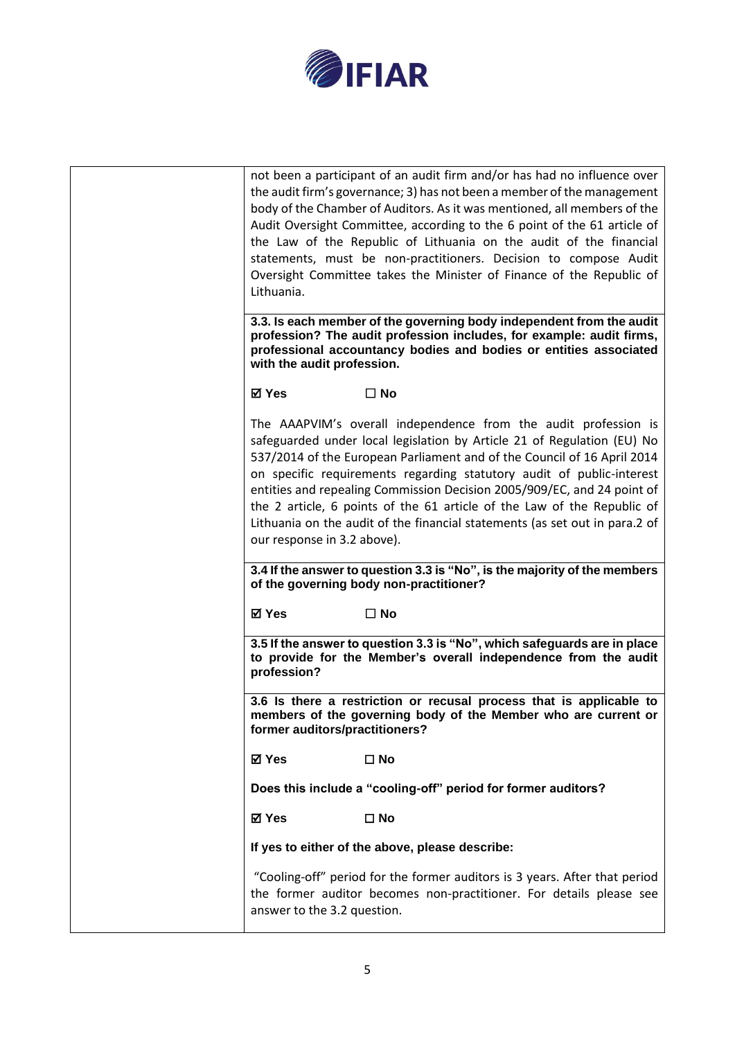| | |
|---|---|
| | not been a participant of an audit firm and/or has had no influence over the audit firm's governance; 3) has not been a member of the management body of the Chamber of Auditors. As it was mentioned, all members of the Audit Oversight Committee, according to the 6 point of the 61 article of the Law of the Republic of Lithuania on the audit of the financial statements, must be non-practitioners. Decision to compose Audit Oversight Committee takes the Minister of Finance of the Republic of Lithuania. |
| | **3.3. Is each member of the governing body independent from the audit profession? The audit profession includes, for example: audit firms, professional accountancy bodies and bodies or entities associated with the audit profession.**<br><br>**☑ Yes ☐ No**<br><br>The AAAPVIM's overall independence from the audit profession is safeguarded under local legislation by Article 21 of Regulation (EU) No 537/2014 of the European Parliament and of the Council of 16 April 2014 on specific requirements regarding statutory audit of public-interest entities and repealing Commission Decision 2005/909/EC, and 24 point of the 2 article, 6 points of the 61 article of the Law of the Republic of Lithuania on the audit of the financial statements (as set out in para.2 of our response in 3.2 above). |
| | **3.4 If the answer to question 3.3 is "No", is the majority of the members of the governing body non-practitioner?**<br><br>**☑ Yes ☐ No** |
| | **3.5 If the answer to question 3.3 is "No", which safeguards are in place to provide for the Member's overall independence from the audit profession?** |
| | **3.6 Is there a restriction or recusal process that is applicable to members of the governing body of the Member who are current or former auditors/practitioners?**<br><br>**☑ Yes ☐ No**<br><br>**Does this include a "cooling-off" period for former auditors?**<br><br>**☑ Yes ☐ No**<br><br>**If yes to either of the above, please describe:**<br><br>"Cooling-off" period for the former auditors is 3 years. After that period the former auditor becomes non-practitioner. For details please see answer to the 3.2 question. |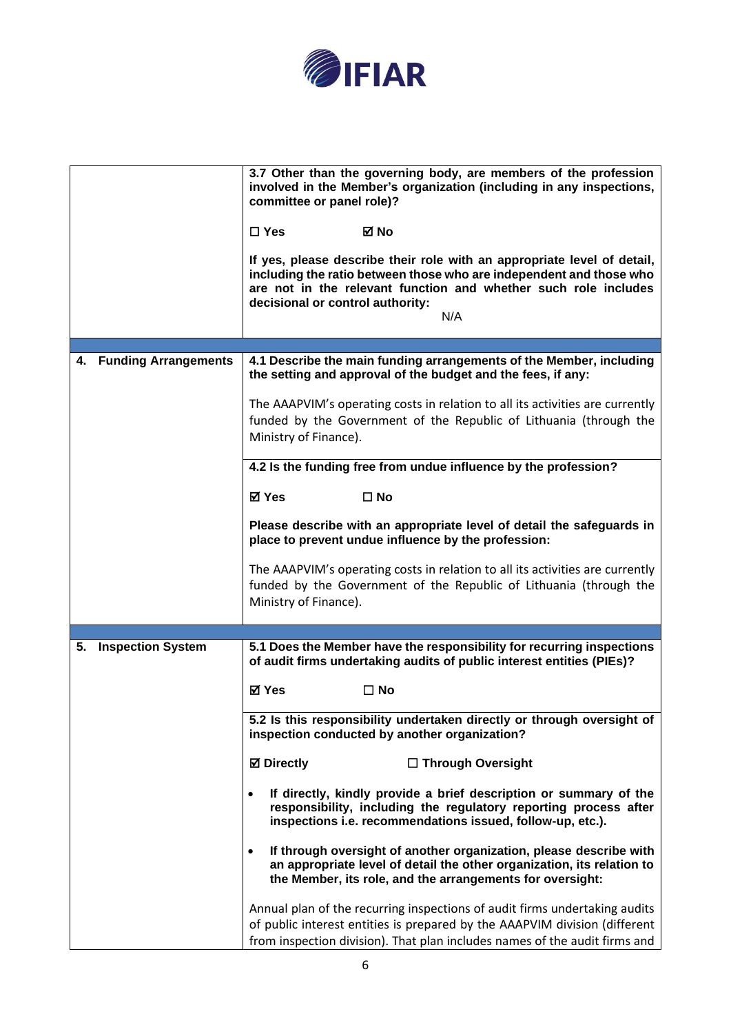| | |
|---|---|
| | **3.7 Other than the governing body, are members of the profession involved in the Member's organization (including in any inspections, committee or panel role)?**<br><br>**☐ Yes ☑ No**<br><br>**If yes, please describe their role with an appropriate level of detail, including the ratio between those who are independent and those who are not in the relevant function and whether such role includes decisional or control authority:**<br>N/A |
| | |
| **4. Funding Arrangements** | **4.1 Describe the main funding arrangements of the Member, including the setting and approval of the budget and the fees, if any:**<br><br>The AAAPVIM's operating costs in relation to all its activities are currently funded by the Government of the Republic of Lithuania (through the Ministry of Finance). |
| | **4.2 Is the funding free from undue influence by the profession?**<br><br>**☑ Yes ☐ No**<br><br>**Please describe with an appropriate level of detail the safeguards in place to prevent undue influence by the profession:**<br><br>The AAAPVIM's operating costs in relation to all its activities are currently funded by the Government of the Republic of Lithuania (through the Ministry of Finance). |
| | |
| **5. Inspection System** | **5.1 Does the Member have the responsibility for recurring inspections of audit firms undertaking audits of public interest entities (PIEs)?**<br><br>**☑ Yes ☐ No** |
| | **5.2 Is this responsibility undertaken directly or through oversight of inspection conducted by another organization?**<br><br>**☑ Directly ☐ Through Oversight**<br><br>• **If directly, kindly provide a brief description or summary of the responsibility, including the regulatory reporting process after inspections i.e. recommendations issued, follow-up, etc.).**<br><br>• **If through oversight of another organization, please describe with an appropriate level of detail the other organization, its relation to the Member, its role, and the arrangements for oversight:**<br><br>Annual plan of the recurring inspections of audit firms undertaking audits of public interest entities is prepared by the AAAPVIM division (different from inspection division). That plan includes names of the audit firms and |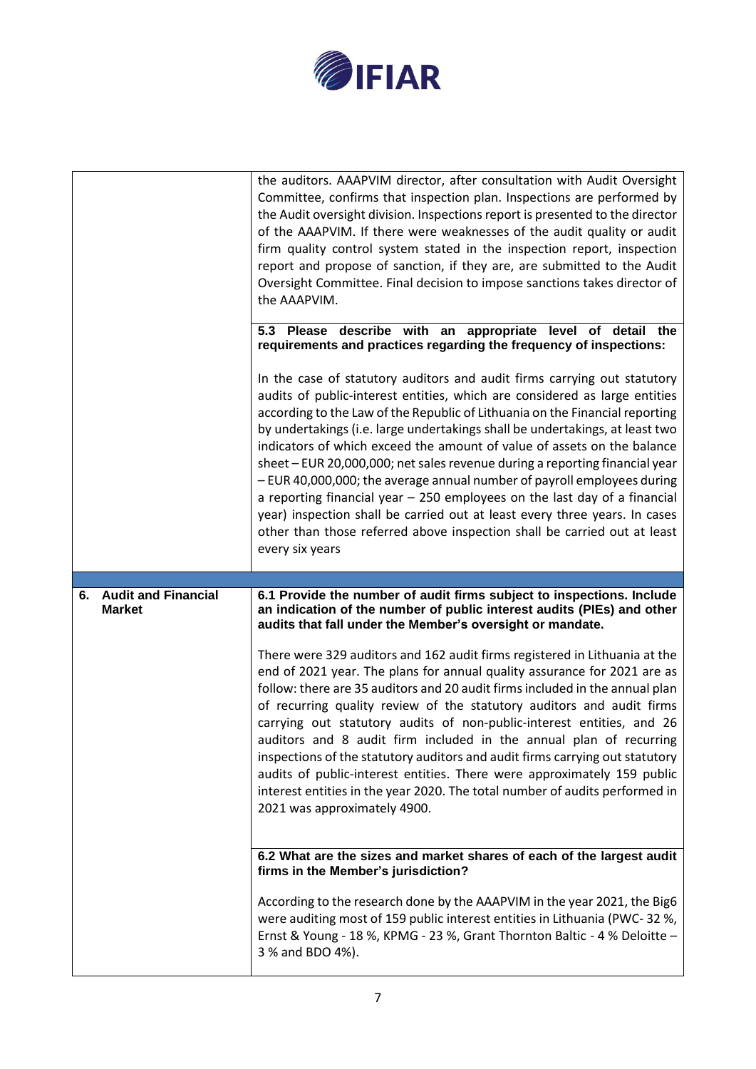| | |
|---|---|
| | the auditors. AAAPVIM director, after consultation with Audit Oversight Committee, confirms that inspection plan. Inspections are performed by the Audit oversight division. Inspections report is presented to the director of the AAAPVIM. If there were weaknesses of the audit quality or audit firm quality control system stated in the inspection report, inspection report and propose of sanction, if they are, are submitted to the Audit Oversight Committee. Final decision to impose sanctions takes director of the AAAPVIM.<br><br>**5.3 Please describe with an appropriate level of detail the requirements and practices regarding the frequency of inspections:**<br><br>In the case of statutory auditors and audit firms carrying out statutory audits of public-interest entities, which are considered as large entities according to the Law of the Republic of Lithuania on the Financial reporting by undertakings (i.e. large undertakings shall be undertakings, at least two indicators of which exceed the amount of value of assets on the balance sheet – EUR 20,000,000; net sales revenue during a reporting financial year – EUR 40,000,000; the average annual number of payroll employees during a reporting financial year – 250 employees on the last day of a financial year) inspection shall be carried out at least every three years. In cases other than those referred above inspection shall be carried out at least every six years |
| | |
| **6. Audit and Financial Market** | **6.1 Provide the number of audit firms subject to inspections. Include an indication of the number of public interest audits (PIEs) and other audits that fall under the Member's oversight or mandate.**<br><br>There were 329 auditors and 162 audit firms registered in Lithuania at the end of 2021 year. The plans for annual quality assurance for 2021 are as follow: there are 35 auditors and 20 audit firms included in the annual plan of recurring quality review of the statutory auditors and audit firms carrying out statutory audits of non-public-interest entities, and 26 auditors and 8 audit firm included in the annual plan of recurring inspections of the statutory auditors and audit firms carrying out statutory audits of public-interest entities. There were approximately 159 public interest entities in the year 2020. The total number of audits performed in 2021 was approximately 4900.<br><br>**6.2 What are the sizes and market shares of each of the largest audit firms in the Member's jurisdiction?**<br><br>According to the research done by the AAAPVIM in the year 2021, the Big6 were auditing most of 159 public interest entities in Lithuania (PWC- 32 %, Ernst & Young - 18 %, KPMG - 23 %, Grant Thornton Baltic - 4 % Deloitte – 3 % and BDO 4%). |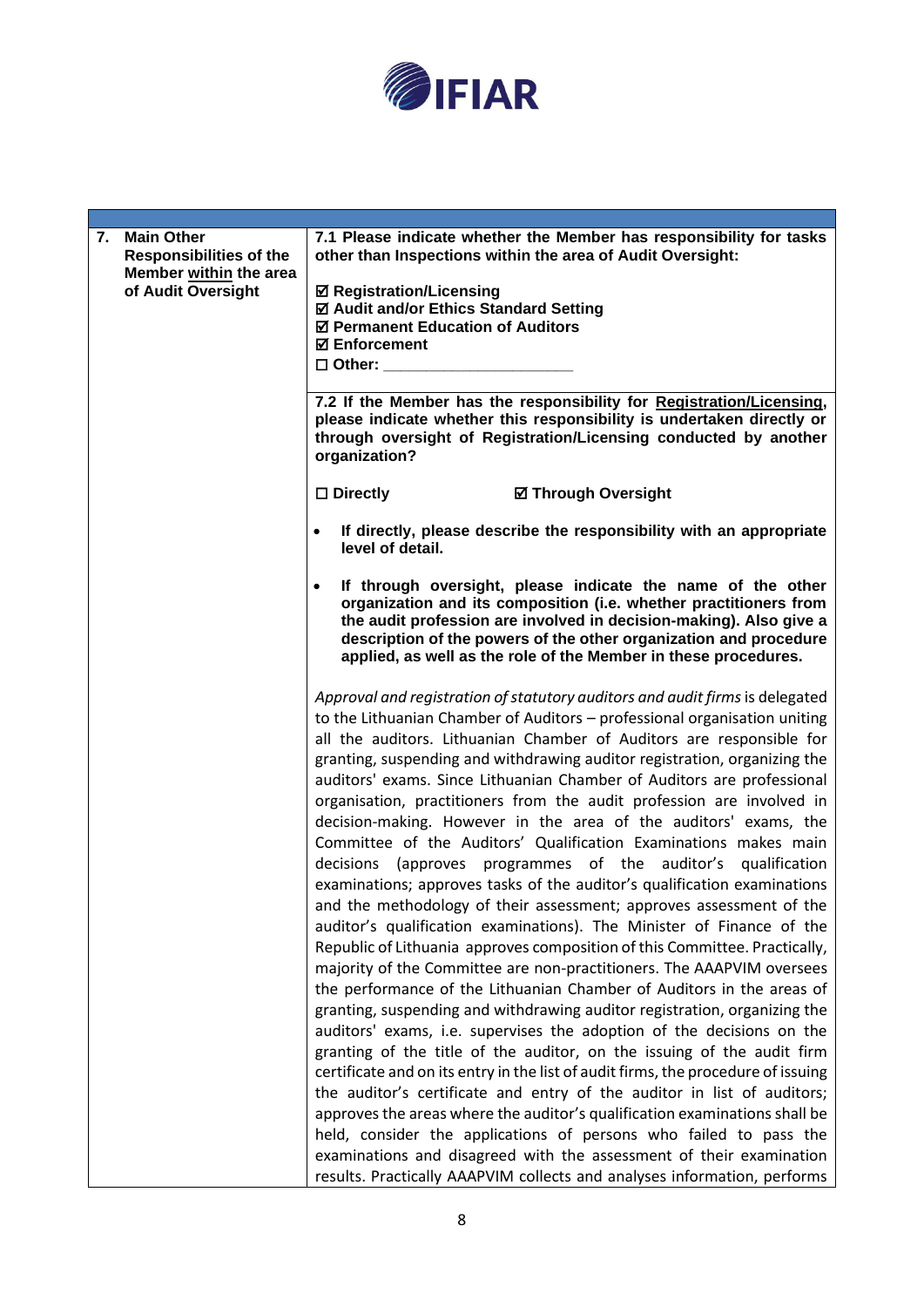| 7. Main Other Responsibilities of the Member <u>within</u> the area of Audit Oversight | **7.1 Please indicate whether the Member has responsibility for tasks other than Inspections within the area of Audit Oversight:**<br><br>**☑ Registration/Licensing**<br>**☑ Audit and/or Ethics Standard Setting**<br>**☑ Permanent Education of Auditors**<br>**☑ Enforcement**<br>**☐ Other: ____________________**<br><br>**7.2 If the Member has the responsibility for <u>Registration/Licensing</u>, please indicate whether this responsibility is undertaken directly or through oversight of Registration/Licensing conducted by another organization?**<br><br>**☐ Directly** **☑ Through Oversight**<br><br>• **If directly, please describe the responsibility with an appropriate level of detail.**<br><br>• **If through oversight, please indicate the name of the other organization and its composition (i.e. whether practitioners from the audit profession are involved in decision-making). Also give a description of the powers of the other organization and procedure applied, as well as the role of the Member in these procedures.**<br><br>*Approval and registration of statutory auditors and audit firms* is delegated to the Lithuanian Chamber of Auditors – professional organisation uniting all the auditors. Lithuanian Chamber of Auditors are responsible for granting, suspending and withdrawing auditor registration, organizing the auditors' exams. Since Lithuanian Chamber of Auditors are professional organisation, practitioners from the audit profession are involved in decision-making. However in the area of the auditors' exams, the Committee of the Auditors' Qualification Examinations makes main decisions (approves programmes of the auditor's qualification examinations; approves tasks of the auditor's qualification examinations and the methodology of their assessment; approves assessment of the auditor's qualification examinations). The Minister of Finance of the Republic of Lithuania approves composition of this Committee. Practically, majority of the Committee are non-practitioners. The AAAPVIM oversees the performance of the Lithuanian Chamber of Auditors in the areas of granting, suspending and withdrawing auditor registration, organizing the auditors' exams, i.e. supervises the adoption of the decisions on the granting of the title of the auditor, on the issuing of the audit firm certificate and on its entry in the list of audit firms, the procedure of issuing the auditor's certificate and entry of the auditor in list of auditors; approves the areas where the auditor's qualification examinations shall be held, consider the applications of persons who failed to pass the examinations and disagreed with the assessment of their examination results. Practically AAAPVIM collects and analyses information, performs |
| --- | --- |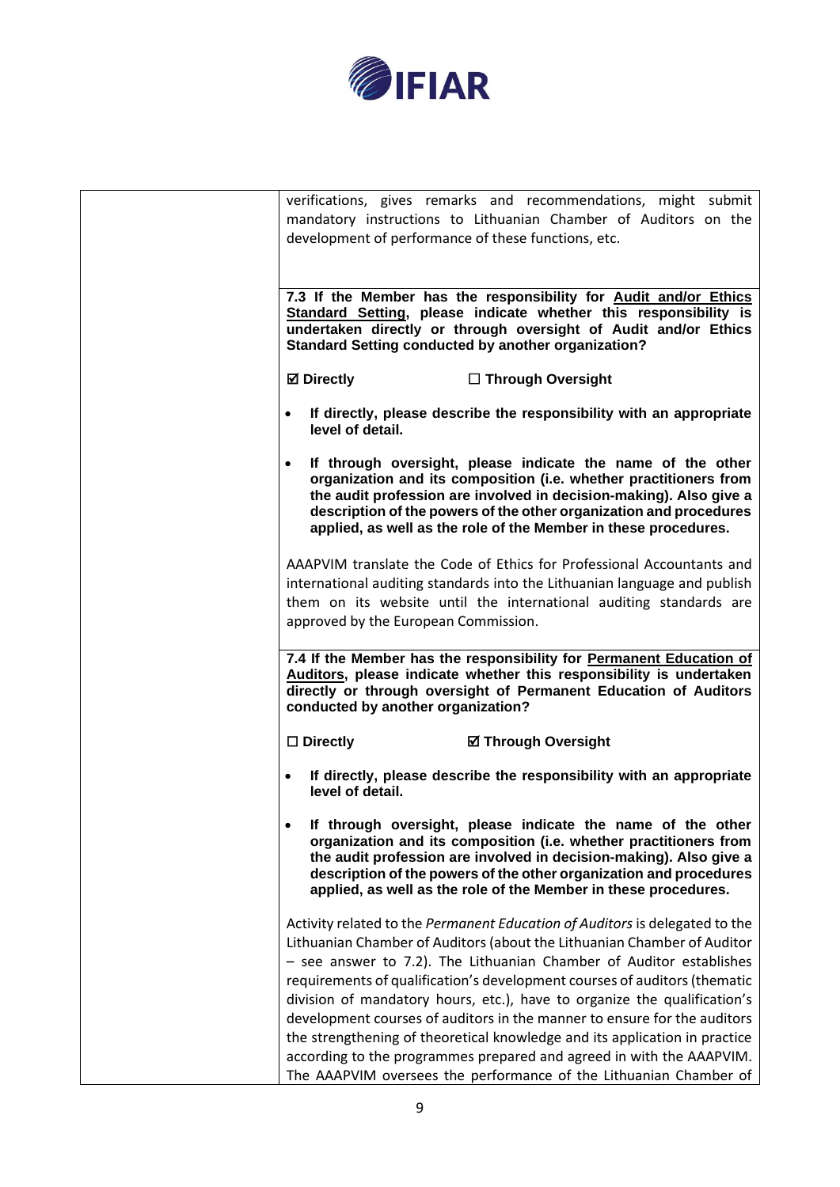| | |
|---|---|
| | verifications, gives remarks and recommendations, might submit mandatory instructions to Lithuanian Chamber of Auditors on the development of performance of these functions, etc. |
| | **7.3 If the Member has the responsibility for <u>Audit and/or Ethics Standard Setting</u>, please indicate whether this responsibility is undertaken directly or through oversight of Audit and/or Ethics Standard Setting conducted by another organization?**<br><br>**☑ Directly** **☐ Through Oversight**<br><br>• **If directly, please describe the responsibility with an appropriate level of detail.**<br><br>• **If through oversight, please indicate the name of the other organization and its composition (i.e. whether practitioners from the audit profession are involved in decision-making). Also give a description of the powers of the other organization and procedures applied, as well as the role of the Member in these procedures.**<br><br>AAAPVIM translate the Code of Ethics for Professional Accountants and international auditing standards into the Lithuanian language and publish them on its website until the international auditing standards are approved by the European Commission. |
| | **7.4 If the Member has the responsibility for <u>Permanent Education of Auditors</u>, please indicate whether this responsibility is undertaken directly or through oversight of Permanent Education of Auditors conducted by another organization?**<br><br>**☐ Directly** **☑ Through Oversight**<br><br>• **If directly, please describe the responsibility with an appropriate level of detail.**<br><br>• **If through oversight, please indicate the name of the other organization and its composition (i.e. whether practitioners from the audit profession are involved in decision-making). Also give a description of the powers of the other organization and procedures applied, as well as the role of the Member in these procedures.**<br><br>Activity related to the *Permanent Education of Auditors* is delegated to the Lithuanian Chamber of Auditors (about the Lithuanian Chamber of Auditor – see answer to 7.2). The Lithuanian Chamber of Auditor establishes requirements of qualification's development courses of auditors (thematic division of mandatory hours, etc.), have to organize the qualification's development courses of auditors in the manner to ensure for the auditors the strengthening of theoretical knowledge and its application in practice according to the programmes prepared and agreed in with the AAAPVIM. The AAAPVIM oversees the performance of the Lithuanian Chamber of |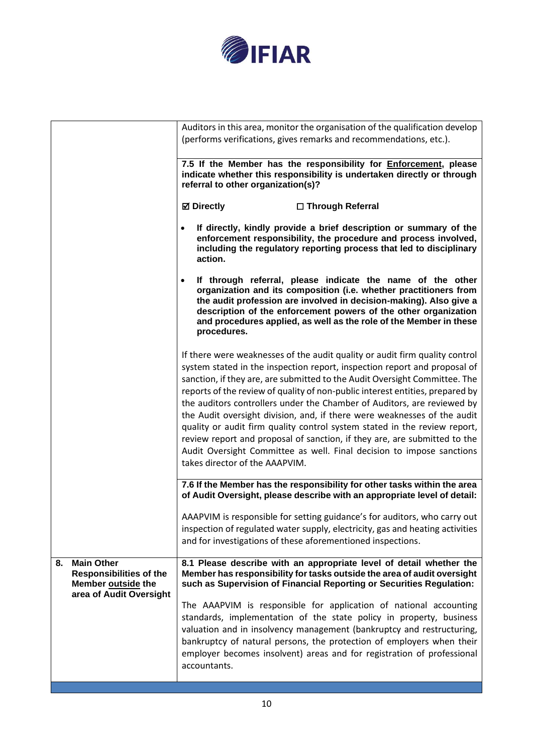| | |
|---|---|
| | Auditors in this area, monitor the organisation of the qualification develop (performs verifications, gives remarks and recommendations, etc.). |
| | **7.5 If the Member has the responsibility for Enforcement, please indicate whether this responsibility is undertaken directly or through referral to other organization(s)?**<br><br>**☑ Directly** **☐ Through Referral**<br><br>• **If directly, kindly provide a brief description or summary of the enforcement responsibility, the procedure and process involved, including the regulatory reporting process that led to disciplinary action.**<br><br>• **If through referral, please indicate the name of the other organization and its composition (i.e. whether practitioners from the audit profession are involved in decision-making). Also give a description of the enforcement powers of the other organization and procedures applied, as well as the role of the Member in these procedures.**<br><br>If there were weaknesses of the audit quality or audit firm quality control system stated in the inspection report, inspection report and proposal of sanction, if they are, are submitted to the Audit Oversight Committee. The reports of the review of quality of non-public interest entities, prepared by the auditors controllers under the Chamber of Auditors, are reviewed by the Audit oversight division, and, if there were weaknesses of the audit quality or audit firm quality control system stated in the review report, review report and proposal of sanction, if they are, are submitted to the Audit Oversight Committee as well. Final decision to impose sanctions takes director of the AAAPVIM. |
| | **7.6 If the Member has the responsibility for other tasks within the area of Audit Oversight, please describe with an appropriate level of detail:**<br><br>AAAPVIM is responsible for setting guidance's for auditors, who carry out inspection of regulated water supply, electricity, gas and heating activities and for investigations of these aforementioned inspections. |
| **8. Main Other Responsibilities of the Member outside the area of Audit Oversight** | **8.1 Please describe with an appropriate level of detail whether the Member has responsibility for tasks outside the area of audit oversight such as Supervision of Financial Reporting or Securities Regulation:**<br><br>The AAAPVIM is responsible for application of national accounting standards, implementation of the state policy in property, business valuation and in insolvency management (bankruptcy and restructuring, bankruptcy of natural persons, the protection of employers when their employer becomes insolvent) areas and for registration of professional accountants. |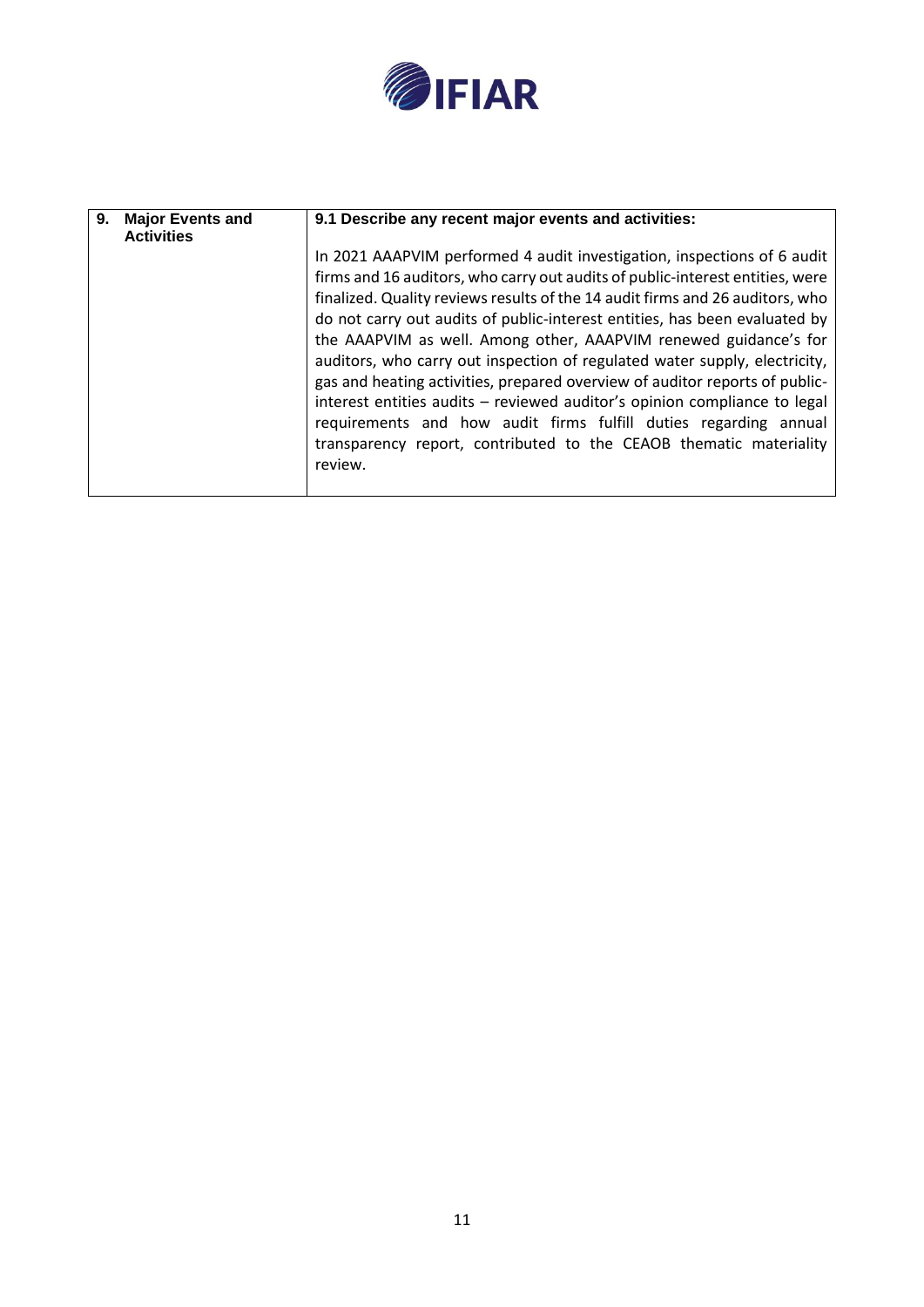| 9. Major Events and Activities | 9.1 Describe any recent major events and activities: |
| --- | --- |
| | In 2021 AAAPVIM performed 4 audit investigation, inspections of 6 audit firms and 16 auditors, who carry out audits of public-interest entities, were finalized. Quality reviews results of the 14 audit firms and 26 auditors, who do not carry out audits of public-interest entities, has been evaluated by the AAAPVIM as well. Among other, AAAPVIM renewed guidance's for auditors, who carry out inspection of regulated water supply, electricity, gas and heating activities, prepared overview of auditor reports of public-interest entities audits – reviewed auditor's opinion compliance to legal requirements and how audit firms fulfill duties regarding annual transparency report, contributed to the CEAOB thematic materiality review. |